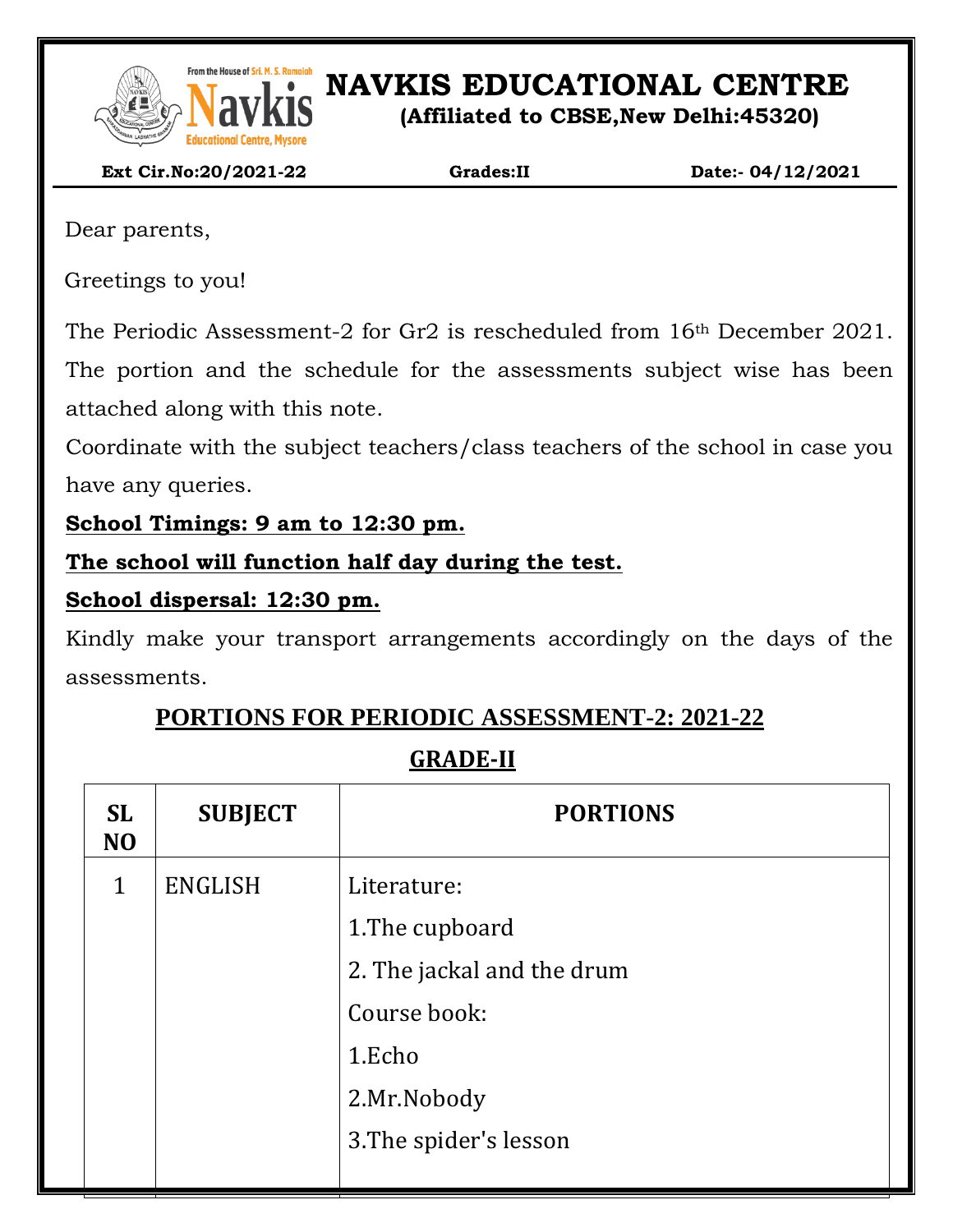# NAVKIS EDUCATIONAL CENTRE

**(Affiliated to CBSE,New Delhi:45320)**

From the House of Sri. M. S. Ramaiah Navkis Educational Centre, Mysore

**Ext Cir.No:20/2021-22** **Grades:II** **Date:- 04/12/2021**

Dear parents,

Greetings to you!

The Periodic Assessment-2 for Gr2 is rescheduled from 16th December 2021. The portion and the schedule for the assessments subject wise has been attached along with this note.

Coordinate with the subject teachers/class teachers of the school in case you have any queries.

**School Timings: 9 am to 12:30 pm.**

**The school will function half day during the test.**

**School dispersal: 12:30 pm.**

Kindly make your transport arrangements accordingly on the days of the assessments.

## PORTIONS FOR PERIODIC ASSESSMENT-2: 2021-22

## GRADE-II

| SL NO | SUBJECT | PORTIONS |
|---|---|---|
| 1 | ENGLISH | Literature:<br>1.The cupboard<br>2. The jackal and the drum<br>Course book:<br>1.Echo<br>2.Mr.Nobody<br>3.The spider's lesson |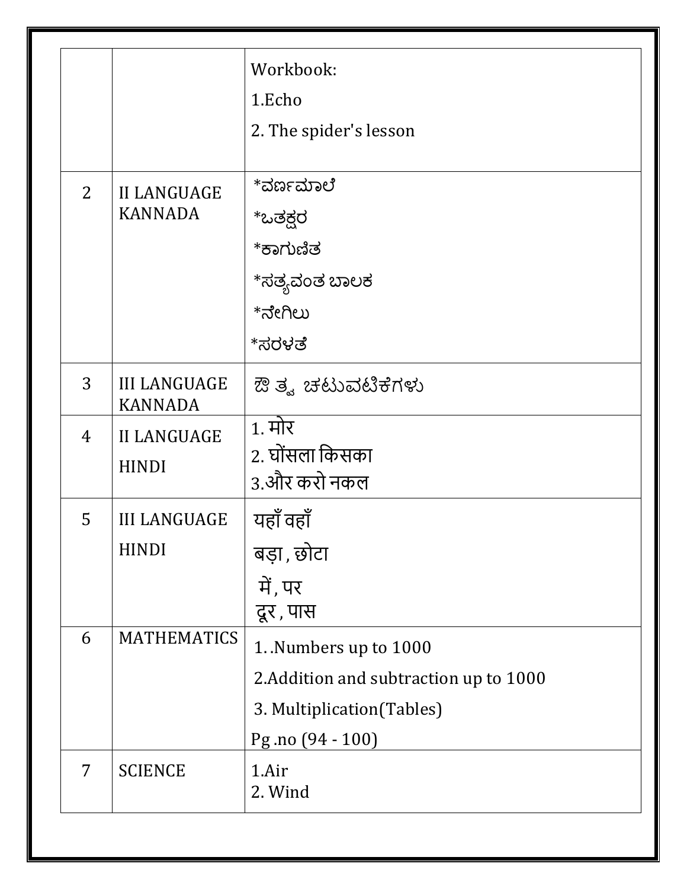| | | |
|---|---|---|
| | | Workbook:<br>1.Echo<br>2. The spider's lesson |
| 2 | II LANGUAGE KANNADA | *ವರ್ಣಮಾಲೆ<br>*ಒತಕ್ಷರ<br>*ಕಾಗುಣಿತ<br>*ಸತ್ಯವಂತ ಬಾಲಕ<br>*ನೇಗಿಲು<br>*ಸರಳತೆ |
| 3 | III LANGUAGE KANNADA | ಔ ತ್ವ ಚಟುವಟಿಕೆಗಳು |
| 4 | II LANGUAGE HINDI | 1. मोर<br>2. घोंसला किसका<br>3.और करो नकल |
| 5 | III LANGUAGE HINDI | यहाँ वहाँ<br>बड़ा , छोटा<br>में , पर<br>दूर , पास |
| 6 | MATHEMATICS | 1. .Numbers up to 1000<br>2.Addition and subtraction up to 1000<br>3. Multiplication(Tables)<br>Pg .no (94 - 100) |
| 7 | SCIENCE | 1.Air<br>2. Wind |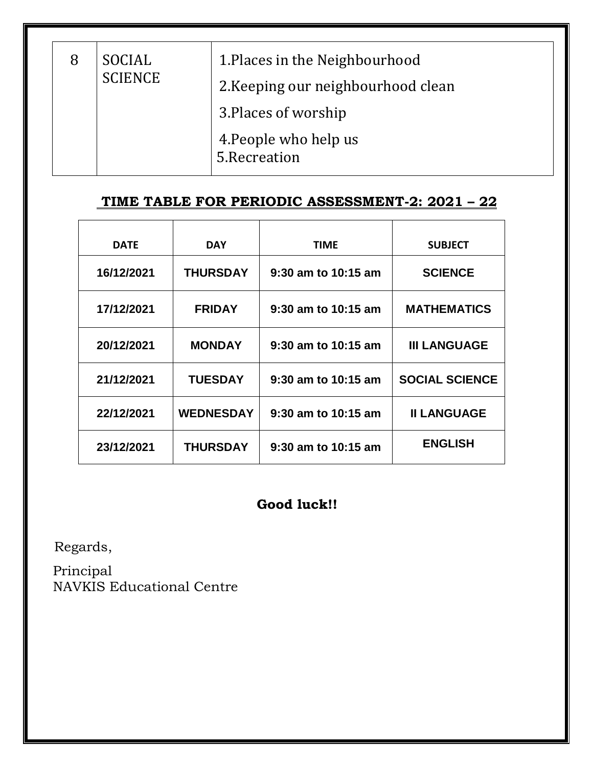| | | |
|---|---|---|
| 8 | SOCIAL SCIENCE | 1.Places in the Neighbourhood<br>2.Keeping our neighbourhood clean<br>3.Places of worship<br>4.People who help us<br>5.Recreation |

## TIME TABLE FOR PERIODIC ASSESSMENT-2: 2021 – 22

| DATE | DAY | TIME | SUBJECT |
|---|---|---|---|
| 16/12/2021 | THURSDAY | 9:30 am to 10:15 am | SCIENCE |
| 17/12/2021 | FRIDAY | 9:30 am to 10:15 am | MATHEMATICS |
| 20/12/2021 | MONDAY | 9:30 am to 10:15 am | III LANGUAGE |
| 21/12/2021 | TUESDAY | 9:30 am to 10:15 am | SOCIAL SCIENCE |
| 22/12/2021 | WEDNESDAY | 9:30 am to 10:15 am | II LANGUAGE |
| 23/12/2021 | THURSDAY | 9:30 am to 10:15 am | ENGLISH |

**Good luck!!**

Regards,

Principal
NAVKIS Educational Centre